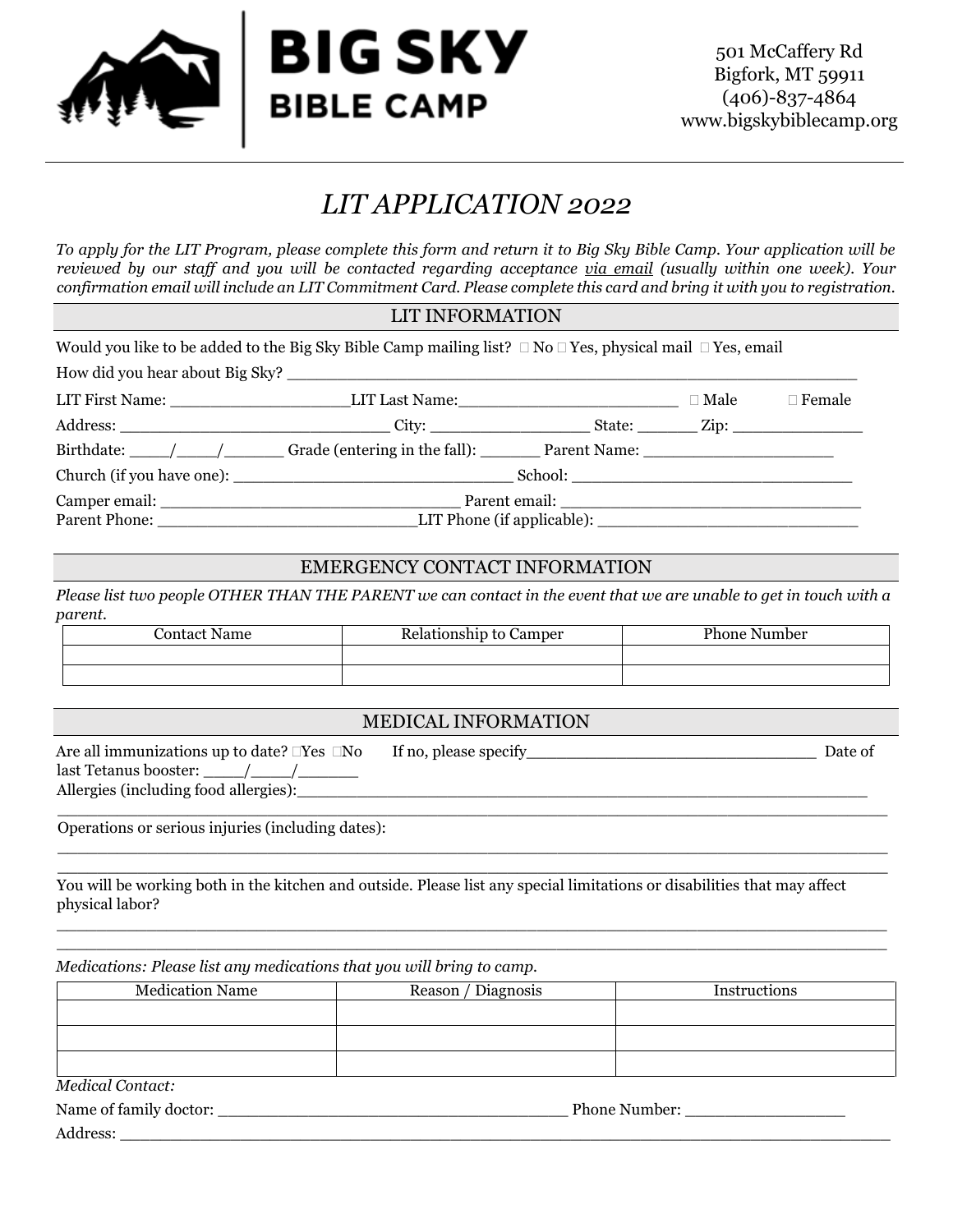**BIG SKY BIBLE CAMP**

501 McCaffery Rd
Bigfork, MT 59911
(406)-837-4864
www.bigskybiblecamp.org

# *LIT APPLICATION 2022*

*To apply for the LIT Program, please complete this form and return it to Big Sky Bible Camp. Your application will be reviewed by our staff and you will be contacted regarding acceptance via email (usually within one week). Your confirmation email will include an LIT Commitment Card. Please complete this card and bring it with you to registration.*

## LIT INFORMATION

Would you like to be added to the Big Sky Bible Camp mailing list? ☐ No ☐ Yes, physical mail ☐ Yes, email

How did you hear about Big Sky? ____________________________________________________________

LIT First Name: ___________________LIT Last Name:_______________________ ☐ Male ☐ Female

Address: _____________________________ City: _________________ State: ______ Zip: ______________

Birthdate: ____/____/______ Grade (entering in the fall): ______ Parent Name: ____________________

Church (if you have one): _____________________________ School: ______________________________

Camper email: ________________________________ Parent email: ________________________________

Parent Phone: ___________________________LIT Phone (if applicable): ___________________________

## EMERGENCY CONTACT INFORMATION

*Please list two people OTHER THAN THE PARENT we can contact in the event that we are unable to get in touch with a parent.*

| Contact Name | Relationship to Camper | Phone Number |
|---|---|---|
| | | |
| | | |

## MEDICAL INFORMATION

Are all immunizations up to date? ☐Yes ☐No If no, please specify______________________________ Date of last Tetanus booster: ____/____/______

Allergies (including food allergies):_______________________________________________________________
_____________________________________________________________________________________

Operations or serious injuries (including dates):
_____________________________________________________________________________________
_____________________________________________________________________________________

You will be working both in the kitchen and outside. Please list any special limitations or disabilities that may affect physical labor?
_____________________________________________________________________________________
_____________________________________________________________________________________

*Medications: Please list any medications that you will bring to camp.*

| Medication Name | Reason / Diagnosis | Instructions |
|---|---|---|
| | | |
| | | |
| | | |

*Medical Contact:*

Name of family doctor: _____________________________________ Phone Number: _________________

Address: _____________________________________________________________________________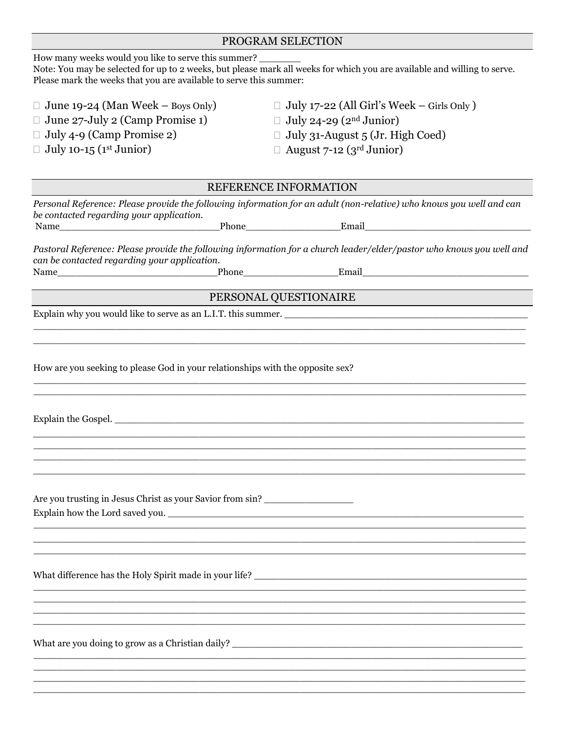## PROGRAM SELECTION

How many weeks would you like to serve this summer? _______

Note: You may be selected for up to 2 weeks, but please mark all weeks for which you are available and willing to serve. Please mark the weeks that you are available to serve this summer:

- ☐ June 19-24 (Man Week – Boys Only)
- ☐ June 27-July 2 (Camp Promise 1)
- ☐ July 4-9 (Camp Promise 2)
- ☐ July 10-15 (1st Junior)
- ☐ July 17-22 (All Girl's Week – Girls Only )
- ☐ July 24-29 (2nd Junior)
- ☐ July 31-August 5 (Jr. High Coed)
- ☐ August 7-12 (3rd Junior)

## REFERENCE INFORMATION

*Personal Reference: Please provide the following information for an adult (non-relative) who knows you well and can be contacted regarding your application.*

Name___________________________Phone________________Email____________________________

*Pastoral Reference: Please provide the following information for a church leader/elder/pastor who knows you well and can be contacted regarding your application.*

Name___________________________Phone________________Email____________________________

## PERSONAL QUESTIONAIRE

Explain why you would like to serve as an L.I.T. this summer. ________________________________________

______________________________________________________________________________________

______________________________________________________________________________________

How are you seeking to please God in your relationships with the opposite sex?

______________________________________________________________________________________

______________________________________________________________________________________

Explain the Gospel. ______________________________________________________________________

______________________________________________________________________________________

______________________________________________________________________________________

______________________________________________________________________________________

______________________________________________________________________________________

Are you trusting in Jesus Christ as your Savior from sin? _______________

Explain how the Lord saved you. ____________________________________________________________

______________________________________________________________________________________

______________________________________________________________________________________

______________________________________________________________________________________

What difference has the Holy Spirit made in your life? ___________________________________________

______________________________________________________________________________________

______________________________________________________________________________________

______________________________________________________________________________________

______________________________________________________________________________________

What are you doing to grow as a Christian daily? _______________________________________________

______________________________________________________________________________________

______________________________________________________________________________________

______________________________________________________________________________________

______________________________________________________________________________________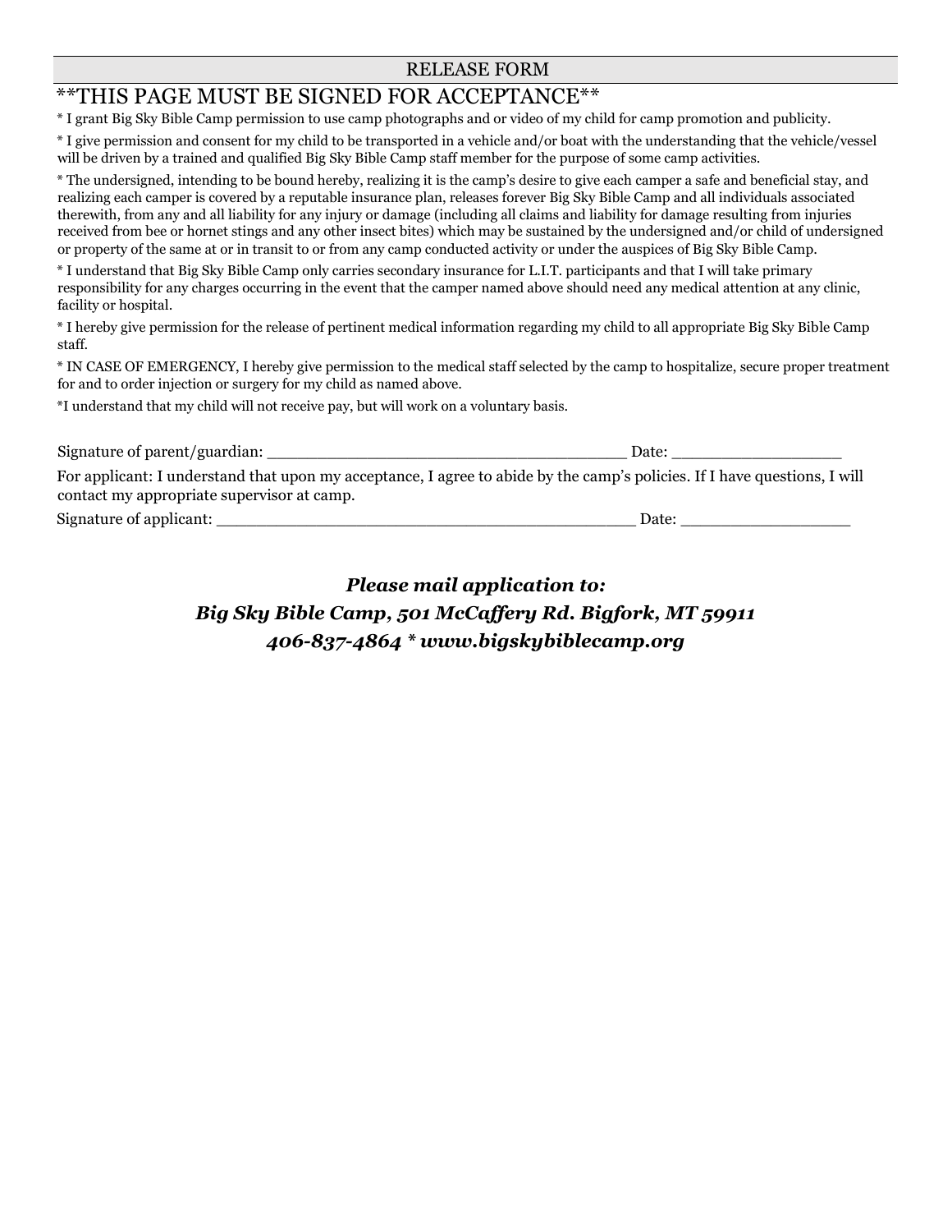## RELEASE FORM

## **THIS PAGE MUST BE SIGNED FOR ACCEPTANCE**

* I grant Big Sky Bible Camp permission to use camp photographs and or video of my child for camp promotion and publicity.

* I give permission and consent for my child to be transported in a vehicle and/or boat with the understanding that the vehicle/vessel will be driven by a trained and qualified Big Sky Bible Camp staff member for the purpose of some camp activities.

* The undersigned, intending to be bound hereby, realizing it is the camp's desire to give each camper a safe and beneficial stay, and realizing each camper is covered by a reputable insurance plan, releases forever Big Sky Bible Camp and all individuals associated therewith, from any and all liability for any injury or damage (including all claims and liability for damage resulting from injuries received from bee or hornet stings and any other insect bites) which may be sustained by the undersigned and/or child of undersigned or property of the same at or in transit to or from any camp conducted activity or under the auspices of Big Sky Bible Camp.

* I understand that Big Sky Bible Camp only carries secondary insurance for L.I.T. participants and that I will take primary responsibility for any charges occurring in the event that the camper named above should need any medical attention at any clinic, facility or hospital.

* I hereby give permission for the release of pertinent medical information regarding my child to all appropriate Big Sky Bible Camp staff.

* IN CASE OF EMERGENCY, I hereby give permission to the medical staff selected by the camp to hospitalize, secure proper treatment for and to order injection or surgery for my child as named above.

*I understand that my child will not receive pay, but will work on a voluntary basis.

Signature of parent/guardian: ___________________________________ Date: ________________

For applicant: I understand that upon my acceptance, I agree to abide by the camp's policies. If I have questions, I will contact my appropriate supervisor at camp.

Signature of applicant: __________________________________________ Date: ________________

***Please mail application to:***

***Big Sky Bible Camp, 501 McCaffery Rd. Bigfork, MT 59911***

***406-837-4864 * www.bigskybiblecamp.org***